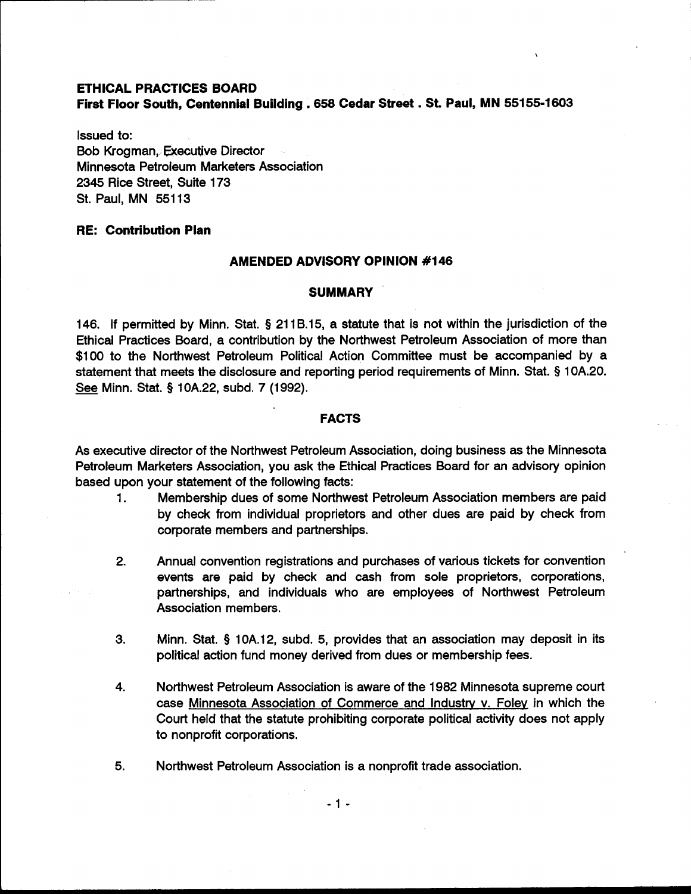**ETHICAL PRACTICES BOARD**
**First Floor South, Centennial Building . 658 Cedar Street . St. Paul, MN 55155-1603**

Issued to:
Bob Krogman, Executive Director
Minnesota Petroleum Marketers Association
2345 Rice Street, Suite 173
St. Paul, MN 55113

**RE: Contribution Plan**

## AMENDED ADVISORY OPINION #146

## SUMMARY

146. If permitted by Minn. Stat. § 211B.15, a statute that is not within the jurisdiction of the Ethical Practices Board, a contribution by the Northwest Petroleum Association of more than $100 to the Northwest Petroleum Political Action Committee must be accompanied by a statement that meets the disclosure and reporting period requirements of Minn. Stat. § 10A.20. See Minn. Stat. § 10A.22, subd. 7 (1992).

## FACTS

As executive director of the Northwest Petroleum Association, doing business as the Minnesota Petroleum Marketers Association, you ask the Ethical Practices Board for an advisory opinion based upon your statement of the following facts:

1. Membership dues of some Northwest Petroleum Association members are paid by check from individual proprietors and other dues are paid by check from corporate members and partnerships.

2. Annual convention registrations and purchases of various tickets for convention events are paid by check and cash from sole proprietors, corporations, partnerships, and individuals who are employees of Northwest Petroleum Association members.

3. Minn. Stat. § 10A.12, subd. 5, provides that an association may deposit in its political action fund money derived from dues or membership fees.

4. Northwest Petroleum Association is aware of the 1982 Minnesota supreme court case Minnesota Association of Commerce and Industry v. Foley in which the Court held that the statute prohibiting corporate political activity does not apply to nonprofit corporations.

5. Northwest Petroleum Association is a nonprofit trade association.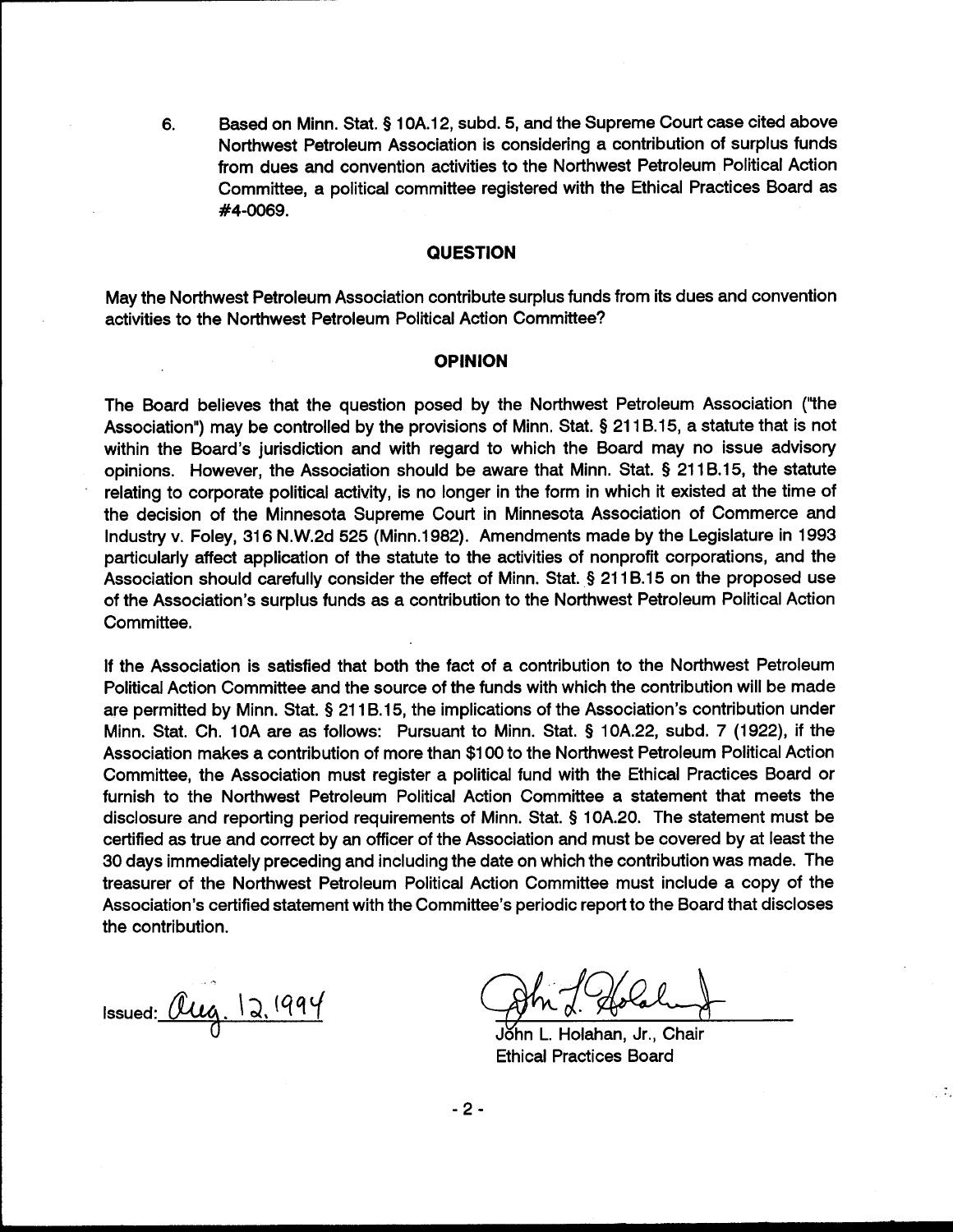6. Based on Minn. Stat. § 10A.12, subd. 5, and the Supreme Court case cited above Northwest Petroleum Association is considering a contribution of surplus funds from dues and convention activities to the Northwest Petroleum Political Action Committee, a political committee registered with the Ethical Practices Board as #4-0069.

## QUESTION

May the Northwest Petroleum Association contribute surplus funds from its dues and convention activities to the Northwest Petroleum Political Action Committee?

## OPINION

The Board believes that the question posed by the Northwest Petroleum Association ("the Association") may be controlled by the provisions of Minn. Stat. § 211B.15, a statute that is not within the Board's jurisdiction and with regard to which the Board may no issue advisory opinions. However, the Association should be aware that Minn. Stat. § 211B.15, the statute relating to corporate political activity, is no longer in the form in which it existed at the time of the decision of the Minnesota Supreme Court in Minnesota Association of Commerce and Industry v. Foley, 316 N.W.2d 525 (Minn.1982). Amendments made by the Legislature in 1993 particularly affect application of the statute to the activities of nonprofit corporations, and the Association should carefully consider the effect of Minn. Stat. § 211B.15 on the proposed use of the Association's surplus funds as a contribution to the Northwest Petroleum Political Action Committee.

If the Association is satisfied that both the fact of a contribution to the Northwest Petroleum Political Action Committee and the source of the funds with which the contribution will be made are permitted by Minn. Stat. § 211B.15, the implications of the Association's contribution under Minn. Stat. Ch. 10A are as follows: Pursuant to Minn. Stat. § 10A.22, subd. 7 (1922), if the Association makes a contribution of more than $100 to the Northwest Petroleum Political Action Committee, the Association must register a political fund with the Ethical Practices Board or furnish to the Northwest Petroleum Political Action Committee a statement that meets the disclosure and reporting period requirements of Minn. Stat. § 10A.20. The statement must be certified as true and correct by an officer of the Association and must be covered by at least the 30 days immediately preceding and including the date on which the contribution was made. The treasurer of the Northwest Petroleum Political Action Committee must include a copy of the Association's certified statement with the Committee's periodic report to the Board that discloses the contribution.

Issued: Aug. 12, 1994

John L. Holahan, Jr., Chair
Ethical Practices Board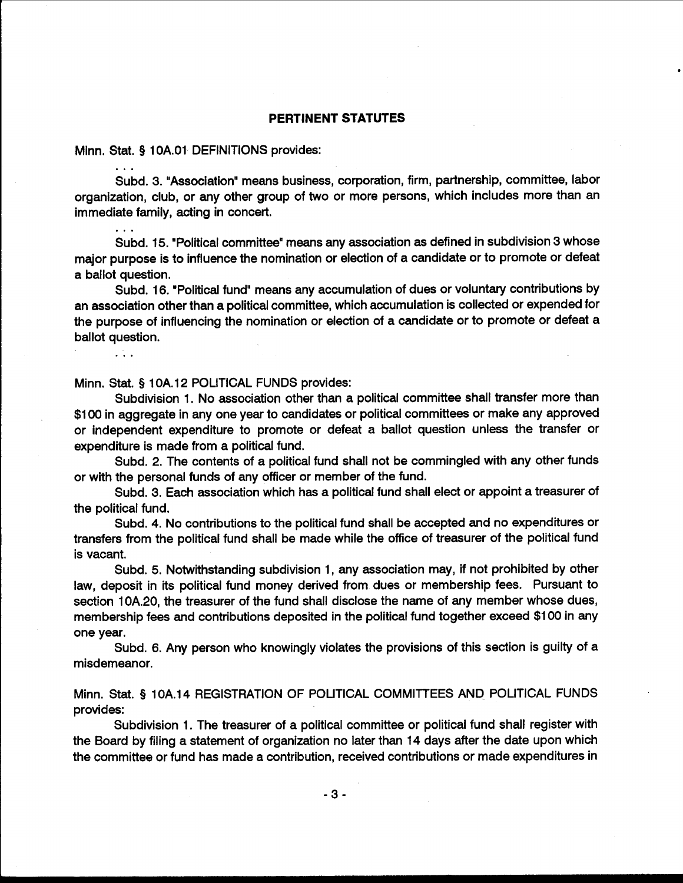## PERTINENT STATUTES

Minn. Stat. § 10A.01 DEFINITIONS provides:

...

Subd. 3. "Association" means business, corporation, firm, partnership, committee, labor organization, club, or any other group of two or more persons, which includes more than an immediate family, acting in concert.

...

Subd. 15. "Political committee" means any association as defined in subdivision 3 whose major purpose is to influence the nomination or election of a candidate or to promote or defeat a ballot question.

Subd. 16. "Political fund" means any accumulation of dues or voluntary contributions by an association other than a political committee, which accumulation is collected or expended for the purpose of influencing the nomination or election of a candidate or to promote or defeat a ballot question.

...

Minn. Stat. § 10A.12 POLITICAL FUNDS provides:

Subdivision 1. No association other than a political committee shall transfer more than $100 in aggregate in any one year to candidates or political committees or make any approved or independent expenditure to promote or defeat a ballot question unless the transfer or expenditure is made from a political fund.

Subd. 2. The contents of a political fund shall not be commingled with any other funds or with the personal funds of any officer or member of the fund.

Subd. 3. Each association which has a political fund shall elect or appoint a treasurer of the political fund.

Subd. 4. No contributions to the political fund shall be accepted and no expenditures or transfers from the political fund shall be made while the office of treasurer of the political fund is vacant.

Subd. 5. Notwithstanding subdivision 1, any association may, if not prohibited by other law, deposit in its political fund money derived from dues or membership fees. Pursuant to section 10A.20, the treasurer of the fund shall disclose the name of any member whose dues, membership fees and contributions deposited in the political fund together exceed $100 in any one year.

Subd. 6. Any person who knowingly violates the provisions of this section is guilty of a misdemeanor.

Minn. Stat. § 10A.14 REGISTRATION OF POLITICAL COMMITTEES AND POLITICAL FUNDS provides:

Subdivision 1. The treasurer of a political committee or political fund shall register with the Board by filing a statement of organization no later than 14 days after the date upon which the committee or fund has made a contribution, received contributions or made expenditures in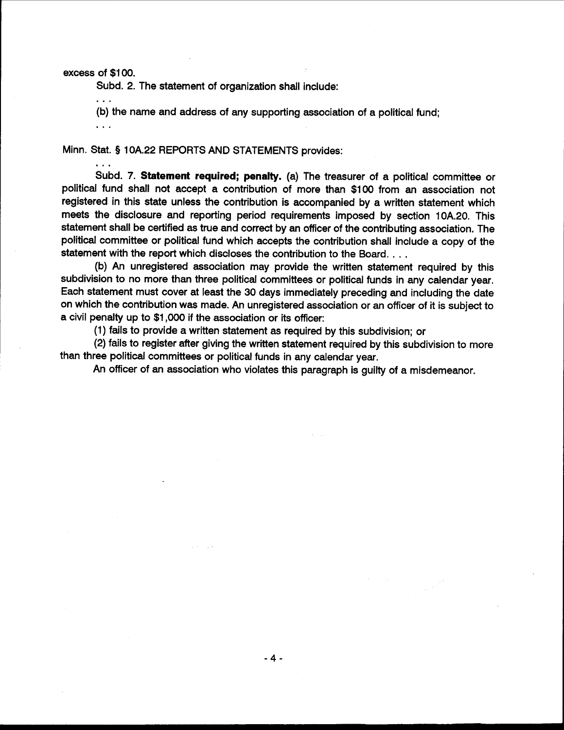excess of $100.

Subd. 2. The statement of organization shall include:

. . .

(b) the name and address of any supporting association of a political fund;

. . .

Minn. Stat. § 10A.22 REPORTS AND STATEMENTS provides:

. . .

Subd. 7. **Statement required; penalty.** (a) The treasurer of a political committee or political fund shall not accept a contribution of more than $100 from an association not registered in this state unless the contribution is accompanied by a written statement which meets the disclosure and reporting period requirements imposed by section 10A.20. This statement shall be certified as true and correct by an officer of the contributing association. The political committee or political fund which accepts the contribution shall include a copy of the statement with the report which discloses the contribution to the Board. . . .

(b) An unregistered association may provide the written statement required by this subdivision to no more than three political committees or political funds in any calendar year. Each statement must cover at least the 30 days immediately preceding and including the date on which the contribution was made. An unregistered association or an officer of it is subject to a civil penalty up to $1,000 if the association or its officer:

(1) fails to provide a written statement as required by this subdivision; or

(2) fails to register after giving the written statement required by this subdivision to more than three political committees or political funds in any calendar year.

An officer of an association who violates this paragraph is guilty of a misdemeanor.